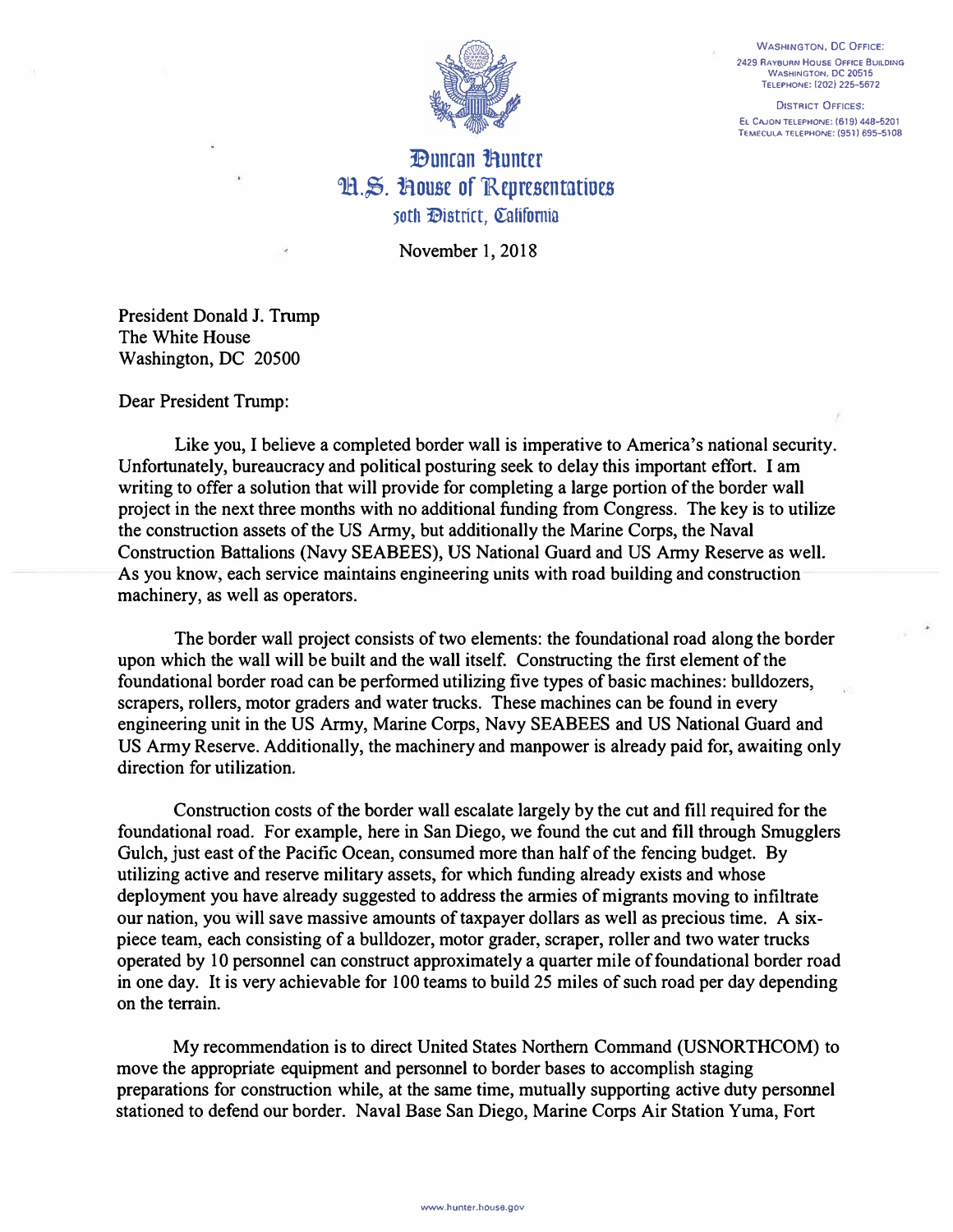WASHINGTON, DC OFFICE:
2429 RAYBURN HOUSE OFFICE BUILDING
WASHINGTON, DC 20515
TELEPHONE: (202) 225-5672

DISTRICT OFFICES:
EL CAJON TELEPHONE: (619) 448-5201
TEMECULA TELEPHONE: (951) 695-5108

**Duncan Hunter**
**U.S. House of Representatives**
**50th District, California**

November 1, 2018

President Donald J. Trump
The White House
Washington, DC 20500

Dear President Trump:

Like you, I believe a completed border wall is imperative to America's national security. Unfortunately, bureaucracy and political posturing seek to delay this important effort. I am writing to offer a solution that will provide for completing a large portion of the border wall project in the next three months with no additional funding from Congress. The key is to utilize the construction assets of the US Army, but additionally the Marine Corps, the Naval Construction Battalions (Navy SEABEES), US National Guard and US Army Reserve as well. As you know, each service maintains engineering units with road building and construction machinery, as well as operators.

The border wall project consists of two elements: the foundational road along the border upon which the wall will be built and the wall itself. Constructing the first element of the foundational border road can be performed utilizing five types of basic machines: bulldozers, scrapers, rollers, motor graders and water trucks. These machines can be found in every engineering unit in the US Army, Marine Corps, Navy SEABEES and US National Guard and US Army Reserve. Additionally, the machinery and manpower is already paid for, awaiting only direction for utilization.

Construction costs of the border wall escalate largely by the cut and fill required for the foundational road. For example, here in San Diego, we found the cut and fill through Smugglers Gulch, just east of the Pacific Ocean, consumed more than half of the fencing budget. By utilizing active and reserve military assets, for which funding already exists and whose deployment you have already suggested to address the armies of migrants moving to infiltrate our nation, you will save massive amounts of taxpayer dollars as well as precious time. A six-piece team, each consisting of a bulldozer, motor grader, scraper, roller and two water trucks operated by 10 personnel can construct approximately a quarter mile of foundational border road in one day. It is very achievable for 100 teams to build 25 miles of such road per day depending on the terrain.

My recommendation is to direct United States Northern Command (USNORTHCOM) to move the appropriate equipment and personnel to border bases to accomplish staging preparations for construction while, at the same time, mutually supporting active duty personnel stationed to defend our border. Naval Base San Diego, Marine Corps Air Station Yuma, Fort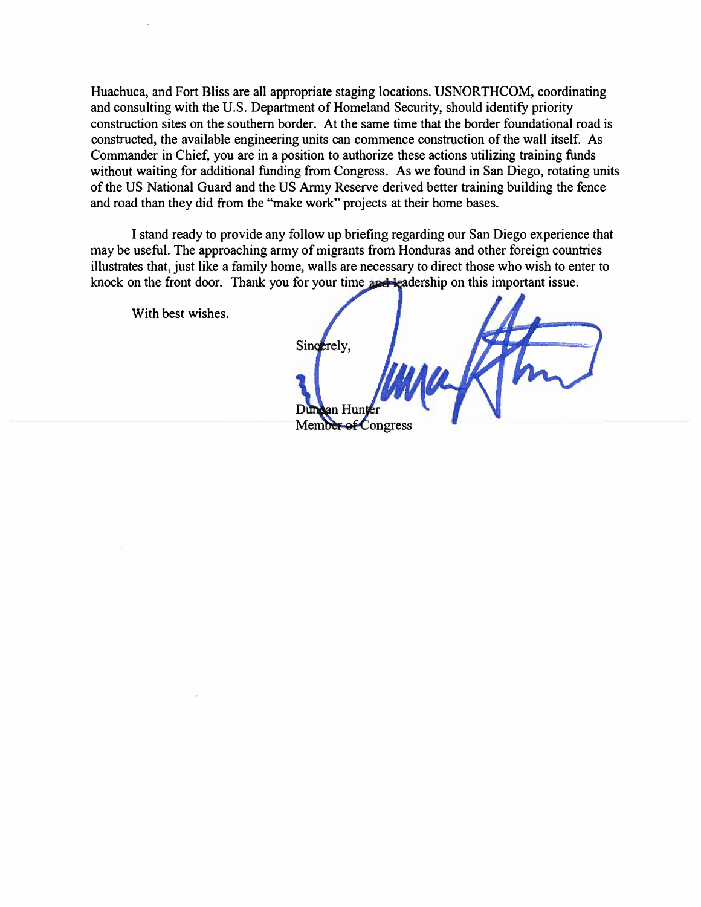Huachuca, and Fort Bliss are all appropriate staging locations. USNORTHCOM, coordinating and consulting with the U.S. Department of Homeland Security, should identify priority construction sites on the southern border. At the same time that the border foundational road is constructed, the available engineering units can commence construction of the wall itself. As Commander in Chief, you are in a position to authorize these actions utilizing training funds without waiting for additional funding from Congress. As we found in San Diego, rotating units of the US National Guard and the US Army Reserve derived better training building the fence and road than they did from the "make work" projects at their home bases.

I stand ready to provide any follow up briefing regarding our San Diego experience that may be useful. The approaching army of migrants from Honduras and other foreign countries illustrates that, just like a family home, walls are necessary to direct those who wish to enter to knock on the front door. Thank you for your time and leadership on this important issue.

With best wishes.

Sincerely,

Duncan Hunter
Member of Congress